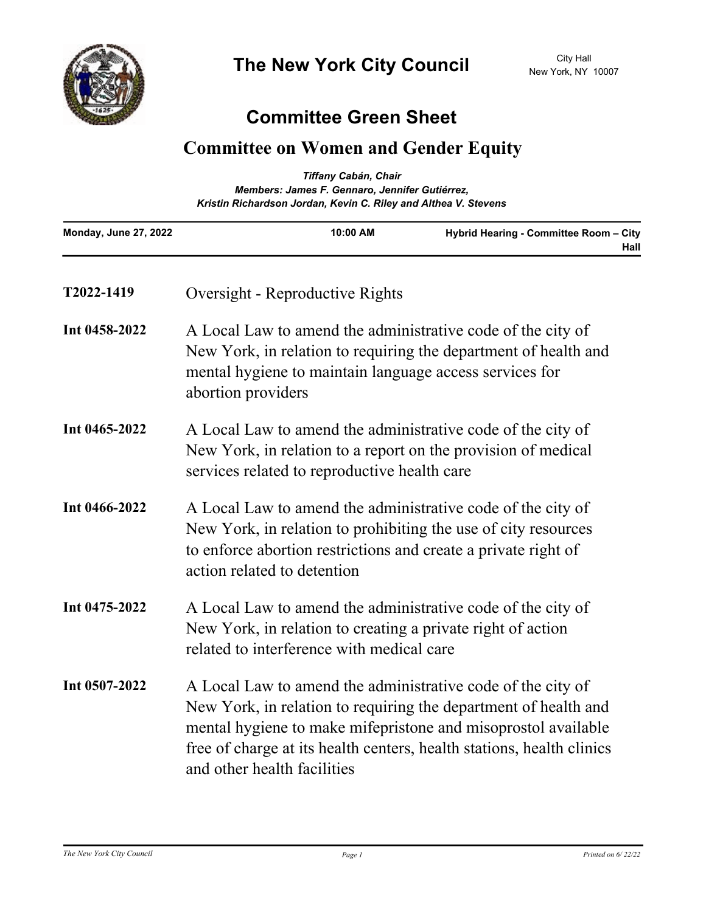# The New York City Council

City Hall
New York, NY 10007

## Committee Green Sheet

## Committee on Women and Gender Equity

*Tiffany Cabán, Chair*
*Members: James F. Gennaro, Jennifer Gutiérrez, Kristin Richardson Jordan, Kevin C. Riley and Althea V. Stevens*

| Monday, June 27, 2022 | 10:00 AM | Hybrid Hearing - Committee Room – City Hall |
|---|---|---|

**T2022-1419** Oversight - Reproductive Rights

**Int 0458-2022** A Local Law to amend the administrative code of the city of New York, in relation to requiring the department of health and mental hygiene to maintain language access services for abortion providers

**Int 0465-2022** A Local Law to amend the administrative code of the city of New York, in relation to a report on the provision of medical services related to reproductive health care

**Int 0466-2022** A Local Law to amend the administrative code of the city of New York, in relation to prohibiting the use of city resources to enforce abortion restrictions and create a private right of action related to detention

**Int 0475-2022** A Local Law to amend the administrative code of the city of New York, in relation to creating a private right of action related to interference with medical care

**Int 0507-2022** A Local Law to amend the administrative code of the city of New York, in relation to requiring the department of health and mental hygiene to make mifepristone and misoprostol available free of charge at its health centers, health stations, health clinics and other health facilities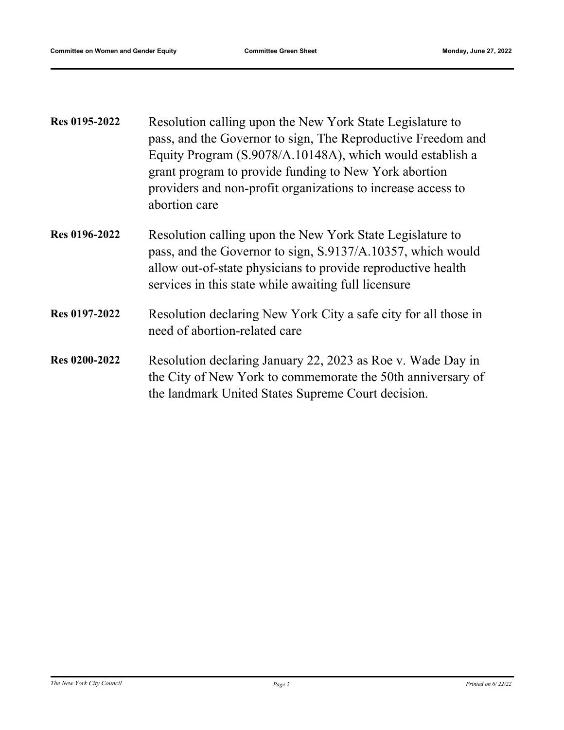**Res 0195-2022** Resolution calling upon the New York State Legislature to pass, and the Governor to sign, The Reproductive Freedom and Equity Program (S.9078/A.10148A), which would establish a grant program to provide funding to New York abortion providers and non-profit organizations to increase access to abortion care

**Res 0196-2022** Resolution calling upon the New York State Legislature to pass, and the Governor to sign, S.9137/A.10357, which would allow out-of-state physicians to provide reproductive health services in this state while awaiting full licensure

**Res 0197-2022** Resolution declaring New York City a safe city for all those in need of abortion-related care

**Res 0200-2022** Resolution declaring January 22, 2023 as Roe v. Wade Day in the City of New York to commemorate the 50th anniversary of the landmark United States Supreme Court decision.